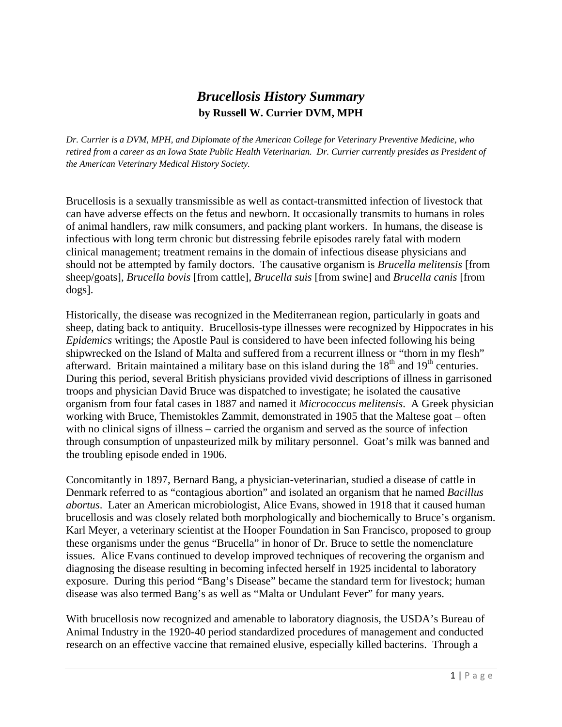# *Brucellosis History Summary*

**by Russell W. Currier DVM, MPH**

*Dr. Currier is a DVM, MPH, and Diplomate of the American College for Veterinary Preventive Medicine, who retired from a career as an Iowa State Public Health Veterinarian. Dr. Currier currently presides as President of the American Veterinary Medical History Society.*

Brucellosis is a sexually transmissible as well as contact-transmitted infection of livestock that can have adverse effects on the fetus and newborn. It occasionally transmits to humans in roles of animal handlers, raw milk consumers, and packing plant workers. In humans, the disease is infectious with long term chronic but distressing febrile episodes rarely fatal with modern clinical management; treatment remains in the domain of infectious disease physicians and should not be attempted by family doctors. The causative organism is *Brucella melitensis* [from sheep/goats], *Brucella bovis* [from cattle], *Brucella suis* [from swine] and *Brucella canis* [from dogs].

Historically, the disease was recognized in the Mediterranean region, particularly in goats and sheep, dating back to antiquity. Brucellosis-type illnesses were recognized by Hippocrates in his *Epidemics* writings; the Apostle Paul is considered to have been infected following his being shipwrecked on the Island of Malta and suffered from a recurrent illness or "thorn in my flesh" afterward. Britain maintained a military base on this island during the 18th and 19th centuries. During this period, several British physicians provided vivid descriptions of illness in garrisoned troops and physician David Bruce was dispatched to investigate; he isolated the causative organism from four fatal cases in 1887 and named it *Micrococcus melitensis*. A Greek physician working with Bruce, Themistokles Zammit, demonstrated in 1905 that the Maltese goat – often with no clinical signs of illness – carried the organism and served as the source of infection through consumption of unpasteurized milk by military personnel. Goat's milk was banned and the troubling episode ended in 1906.

Concomitantly in 1897, Bernard Bang, a physician-veterinarian, studied a disease of cattle in Denmark referred to as "contagious abortion" and isolated an organism that he named *Bacillus abortus*. Later an American microbiologist, Alice Evans, showed in 1918 that it caused human brucellosis and was closely related both morphologically and biochemically to Bruce's organism. Karl Meyer, a veterinary scientist at the Hooper Foundation in San Francisco, proposed to group these organisms under the genus "Brucella" in honor of Dr. Bruce to settle the nomenclature issues. Alice Evans continued to develop improved techniques of recovering the organism and diagnosing the disease resulting in becoming infected herself in 1925 incidental to laboratory exposure. During this period "Bang's Disease" became the standard term for livestock; human disease was also termed Bang's as well as "Malta or Undulant Fever" for many years.

With brucellosis now recognized and amenable to laboratory diagnosis, the USDA's Bureau of Animal Industry in the 1920-40 period standardized procedures of management and conducted research on an effective vaccine that remained elusive, especially killed bacterins. Through a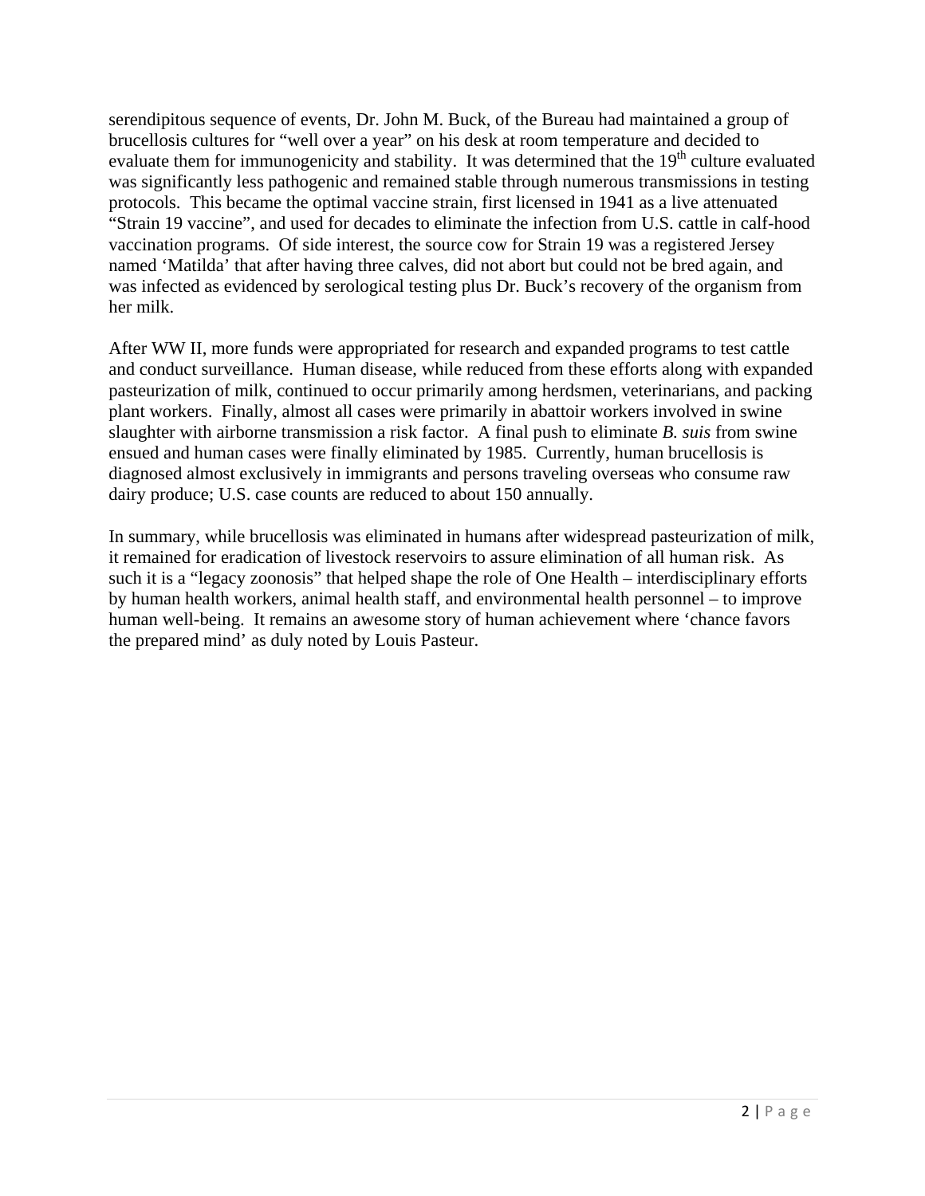serendipitous sequence of events, Dr. John M. Buck, of the Bureau had maintained a group of brucellosis cultures for "well over a year" on his desk at room temperature and decided to evaluate them for immunogenicity and stability. It was determined that the 19$^{th}$ culture evaluated was significantly less pathogenic and remained stable through numerous transmissions in testing protocols. This became the optimal vaccine strain, first licensed in 1941 as a live attenuated "Strain 19 vaccine", and used for decades to eliminate the infection from U.S. cattle in calf-hood vaccination programs. Of side interest, the source cow for Strain 19 was a registered Jersey named 'Matilda' that after having three calves, did not abort but could not be bred again, and was infected as evidenced by serological testing plus Dr. Buck's recovery of the organism from her milk.

After WW II, more funds were appropriated for research and expanded programs to test cattle and conduct surveillance. Human disease, while reduced from these efforts along with expanded pasteurization of milk, continued to occur primarily among herdsmen, veterinarians, and packing plant workers. Finally, almost all cases were primarily in abattoir workers involved in swine slaughter with airborne transmission a risk factor. A final push to eliminate *B. suis* from swine ensued and human cases were finally eliminated by 1985. Currently, human brucellosis is diagnosed almost exclusively in immigrants and persons traveling overseas who consume raw dairy produce; U.S. case counts are reduced to about 150 annually.

In summary, while brucellosis was eliminated in humans after widespread pasteurization of milk, it remained for eradication of livestock reservoirs to assure elimination of all human risk. As such it is a "legacy zoonosis" that helped shape the role of One Health – interdisciplinary efforts by human health workers, animal health staff, and environmental health personnel – to improve human well-being. It remains an awesome story of human achievement where 'chance favors the prepared mind' as duly noted by Louis Pasteur.